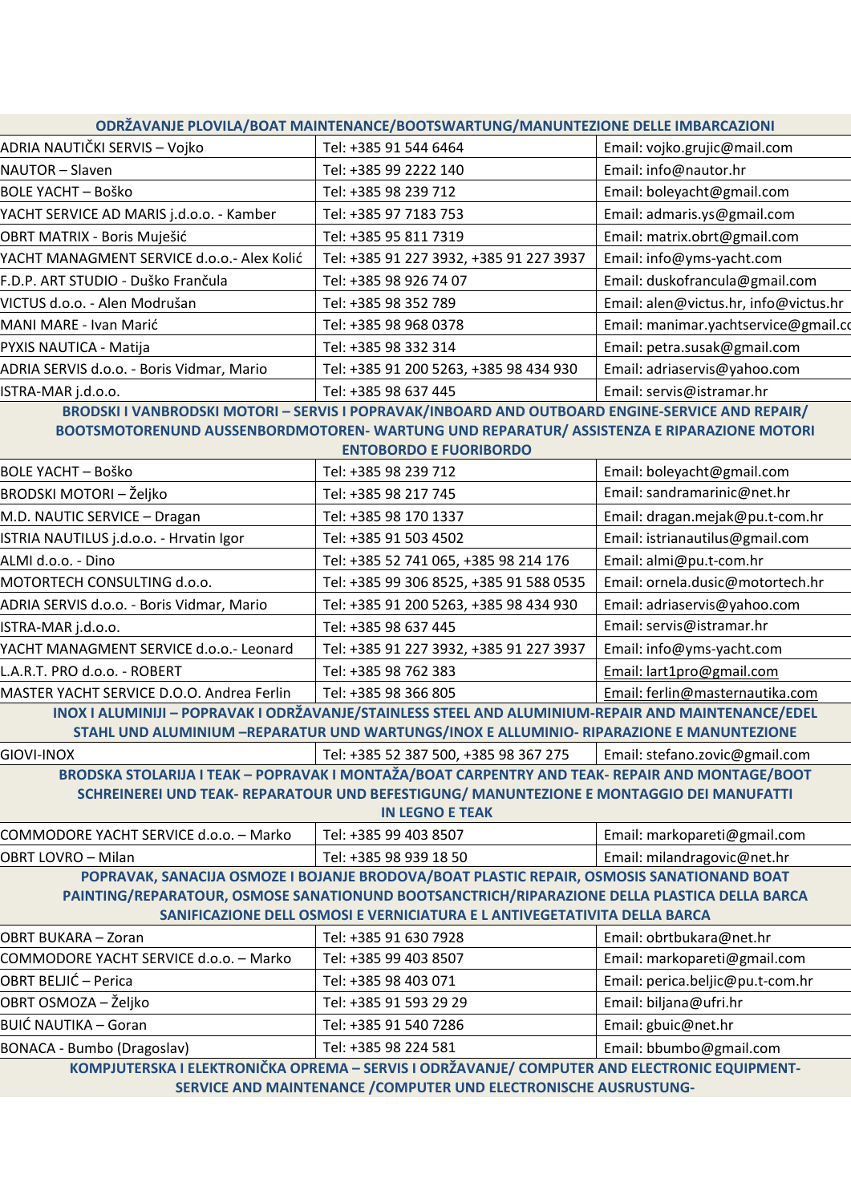| ODRŽAVANJE PLOVILA/BOAT MAINTENANCE/BOOTSWARTUNG/MANUNTEZIONE DELLE IMBARCAZIONI | | |
|---|---|---|
| ADRIA NAUTIČKI SERVIS – Vojko | Tel: +385 91 544 6464 | Email: vojko.grujic@mail.com |
| NAUTOR – Slaven | Tel: +385 99 2222 140 | Email: info@nautor.hr |
| BOLE YACHT – Boško | Tel: +385 98 239 712 | Email: boleyacht@gmail.com |
| YACHT SERVICE AD MARIS j.d.o.o. - Kamber | Tel: +385 97 7183 753 | Email: admaris.ys@gmail.com |
| OBRT MATRIX - Boris Muješić | Tel: +385 95 811 7319 | Email: matrix.obrt@gmail.com |
| YACHT MANAGMENT SERVICE d.o.o.- Alex Kolić | Tel: +385 91 227 3932, +385 91 227 3937 | Email: info@yms-yacht.com |
| F.D.P. ART STUDIO - Duško Frančula | Tel: +385 98 926 74 07 | Email: duskofrancula@gmail.com |
| VICTUS d.o.o. - Alen Modrušan | Tel: +385 98 352 789 | Email: alen@victus.hr, info@victus.hr |
| MANI MARE - Ivan Marić | Tel: +385 98 968 0378 | Email: manimar.yachtservice@gmail.co |
| PYXIS NAUTICA - Matija | Tel: +385 98 332 314 | Email: petra.susak@gmail.com |
| ADRIA SERVIS d.o.o. - Boris Vidmar, Mario | Tel: +385 91 200 5263, +385 98 434 930 | Email: adriaservis@yahoo.com |
| ISTRA-MAR j.d.o.o. | Tel: +385 98 637 445 | Email: servis@istramar.hr |
| **BRODSKI I VANBRODSKI MOTORI – SERVIS I POPRAVAK/INBOARD AND OUTBOARD ENGINE-SERVICE AND REPAIR/ BOOTSMOTORENUND AUSSENBORDMOTOREN- WARTUNG UND REPARATUR/ ASSISTENZA E RIPARAZIONE MOTORI ENTOBORDO E FUORIBORDO** | | |
| BOLE YACHT – Boško | Tel: +385 98 239 712 | Email: boleyacht@gmail.com |
| BRODSKI MOTORI – Željko | Tel: +385 98 217 745 | Email: sandramarinic@net.hr |
| M.D. NAUTIC SERVICE – Dragan | Tel: +385 98 170 1337 | Email: dragan.mejak@pu.t-com.hr |
| ISTRIA NAUTILUS j.d.o.o. - Hrvatin Igor | Tel: +385 91 503 4502 | Email: istrianautilus@gmail.com |
| ALMI d.o.o. - Dino | Tel: +385 52 741 065, +385 98 214 176 | Email: almi@pu.t-com.hr |
| MOTORTECH CONSULTING d.o.o. | Tel: +385 99 306 8525, +385 91 588 0535 | Email: ornela.dusic@motortech.hr |
| ADRIA SERVIS d.o.o. - Boris Vidmar, Mario | Tel: +385 91 200 5263, +385 98 434 930 | Email: adriaservis@yahoo.com |
| ISTRA-MAR j.d.o.o. | Tel: +385 98 637 445 | Email: servis@istramar.hr |
| YACHT MANAGMENT SERVICE d.o.o.- Leonard | Tel: +385 91 227 3932, +385 91 227 3937 | Email: info@yms-yacht.com |
| L.A.R.T. PRO d.o.o. - ROBERT | Tel: +385 98 762 383 | Email: lart1pro@gmail.com |
| MASTER YACHT SERVICE D.O.O. Andrea Ferlin | Tel: +385 98 366 805 | Email: ferlin@masternautika.com |
| **INOX I ALUMINIJI – POPRAVAK I ODRŽAVANJE/STAINLESS STEEL AND ALUMINIUM-REPAIR AND MAINTENANCE/EDEL STAHL UND ALUMINIUM –REPARATUR UND WARTUNGS/INOX E ALLUMINIO- RIPARAZIONE E MANUNTEZIONE** | | |
| GIOVI-INOX | Tel: +385 52 387 500, +385 98 367 275 | Email: stefano.zovic@gmail.com |
| **BRODSKA STOLARIJA I TEAK – POPRAVAK I MONTAŽA/BOAT CARPENTRY AND TEAK- REPAIR AND MONTAGE/BOOT SCHREINEREI UND TEAK- REPARATOUR UND BEFESTIGUNG/ MANUNTEZIONE E MONTAGGIO DEI MANUFATTI IN LEGNO E TEAK** | | |
| COMMODORE YACHT SERVICE d.o.o. – Marko | Tel: +385 99 403 8507 | Email: markopareti@gmail.com |
| OBRT LOVRO – Milan | Tel: +385 98 939 18 50 | Email: milandragovic@net.hr |
| **POPRAVAK, SANACIJA OSMOZE I BOJANJE BRODOVA/BOAT PLASTIC REPAIR, OSMOSIS SANATIONAND BOAT PAINTING/REPARATOUR, OSMOSE SANATIONUND BOOTSANCTRICH/RIPARAZIONE DELLA PLASTICA DELLA BARCA SANIFICAZIONE DELL OSMOSI E VERNICIATURA E L ANTIVEGETATIVITA DELLA BARCA** | | |
| OBRT BUKARA – Zoran | Tel: +385 91 630 7928 | Email: obrtbukara@net.hr |
| COMMODORE YACHT SERVICE d.o.o. – Marko | Tel: +385 99 403 8507 | Email: markopareti@gmail.com |
| OBRT BELJIĆ – Perica | Tel: +385 98 403 071 | Email: perica.beljic@pu.t-com.hr |
| OBRT OSMOZA – Željko | Tel: +385 91 593 29 29 | Email: biljana@ufri.hr |
| BUIĆ NAUTIKA – Goran | Tel: +385 91 540 7286 | Email: gbuic@net.hr |
| BONACA - Bumbo (Dragoslav) | Tel: +385 98 224 581 | Email: bbumbo@gmail.com |
| **KOMPJUTERSKA I ELEKTRONIČKA OPREMA – SERVIS I ODRŽAVANJE/ COMPUTER AND ELECTRONIC EQUIPMENT-SERVICE AND MAINTENANCE /COMPUTER UND ELECTRONISCHE AUSRUSTUNG-** | | |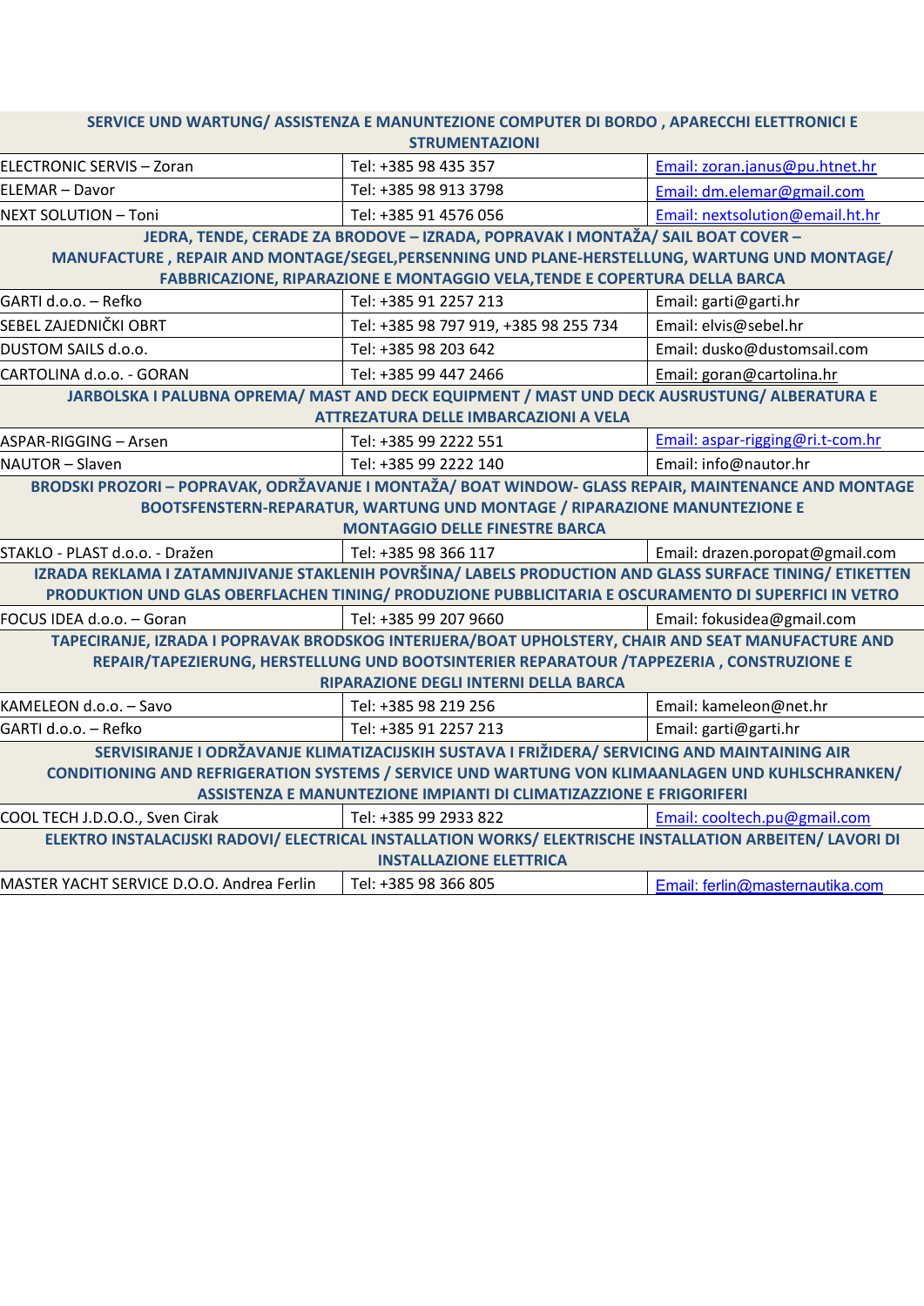| | | |
|---|---|---|
| **SERVICE UND WARTUNG/ ASSISTENZA E MANUNTEZIONE COMPUTER DI BORDO , APARECCHI ELETTRONICI E STRUMENTAZIONI** | | |
| ELECTRONIC SERVIS – Zoran | Tel: +385 98 435 357 | Email: zoran.janus@pu.htnet.hr |
| ELEMAR – Davor | Tel: +385 98 913 3798 | Email: dm.elemar@gmail.com |
| NEXT SOLUTION – Toni | Tel: +385 91 4576 056 | Email: nextsolution@email.ht.hr |
| **JEDRA, TENDE, CERADE ZA BRODOVE – IZRADA, POPRAVAK I MONTAŽA/ SAIL BOAT COVER – MANUFACTURE , REPAIR AND MONTAGE/SEGEL,PERSENNING UND PLANE-HERSTELLUNG, WARTUNG UND MONTAGE/ FABBRICAZIONE, RIPARAZIONE E MONTAGGIO VELA,TENDE E COPERTURA DELLA BARCA** | | |
| GARTI d.o.o. – Refko | Tel: +385 91 2257 213 | Email: garti@garti.hr |
| SEBEL ZAJEDNIČKI OBRT | Tel: +385 98 797 919, +385 98 255 734 | Email: elvis@sebel.hr |
| DUSTOM SAILS d.o.o. | Tel: +385 98 203 642 | Email: dusko@dustomsail.com |
| CARTOLINA d.o.o. - GORAN | Tel: +385 99 447 2466 | Email: goran@cartolina.hr |
| **JARBOLSKA I PALUBNA OPREMA/ MAST AND DECK EQUIPMENT / MAST UND DECK AUSRUSTUNG/ ALBERATURA E ATTREZATURA DELLE IMBARCAZIONI A VELA** | | |
| ASPAR-RIGGING – Arsen | Tel: +385 99 2222 551 | Email: aspar-rigging@ri.t-com.hr |
| NAUTOR – Slaven | Tel: +385 99 2222 140 | Email: info@nautor.hr |
| **BRODSKI PROZORI – POPRAVAK, ODRŽAVANJE I MONTAŽA/ BOAT WINDOW- GLASS REPAIR, MAINTENANCE AND MONTAGE BOOTSFENSTERN-REPARATUR, WARTUNG UND MONTAGE / RIPARAZIONE MANUNTEZIONE E MONTAGGIO DELLE FINESTRE BARCA** | | |
| STAKLO - PLAST d.o.o. - Dražen | Tel: +385 98 366 117 | Email: drazen.poropat@gmail.com |
| **IZRADA REKLAMA I ZATAMNJIVANJE STAKLENIH POVRŠINA/ LABELS PRODUCTION AND GLASS SURFACE TINING/ ETIKETTEN PRODUKTION UND GLAS OBERFLACHEN TINING/ PRODUZIONE PUBBLICITARIA E OSCURAMENTO DI SUPERFICI IN VETRO** | | |
| FOCUS IDEA d.o.o. – Goran | Tel: +385 99 207 9660 | Email: fokusidea@gmail.com |
| **TAPECIRANJE, IZRADA I POPRAVAK BRODSKOG INTERIJERA/BOAT UPHOLSTERY, CHAIR AND SEAT MANUFACTURE AND REPAIR/TAPEZIERUNG, HERSTELLUNG UND BOOTSINTERIER REPARATOUR /TAPPEZERIA , CONSTRUZIONE E RIPARAZIONE DEGLI INTERNI DELLA BARCA** | | |
| KAMELEON d.o.o. – Savo | Tel: +385 98 219 256 | Email: kameleon@net.hr |
| GARTI d.o.o. – Refko | Tel: +385 91 2257 213 | Email: garti@garti.hr |
| **SERVISIRANJE I ODRŽAVANJE KLIMATIZACIJSKIH SUSTAVA I FRIŽIDERA/ SERVICING AND MAINTAINING AIR CONDITIONING AND REFRIGERATION SYSTEMS / SERVICE UND WARTUNG VON KLIMAANLAGEN UND KUHLSCHRANKEN/ ASSISTENZA E MANUNTEZIONE IMPIANTI DI CLIMATIZAZZIONE E FRIGORIFERI** | | |
| COOL TECH J.D.O.O., Sven Cirak | Tel: +385 99 2933 822 | Email: cooltech.pu@gmail.com |
| **ELEKTRO INSTALACIJSKI RADOVI/ ELECTRICAL INSTALLATION WORKS/ ELEKTRISCHE INSTALLATION ARBEITEN/ LAVORI DI INSTALLAZIONE ELETTRICA** | | |
| MASTER YACHT SERVICE D.O.O. Andrea Ferlin | Tel: +385 98 366 805 | Email: ferlin@masternautika.com |